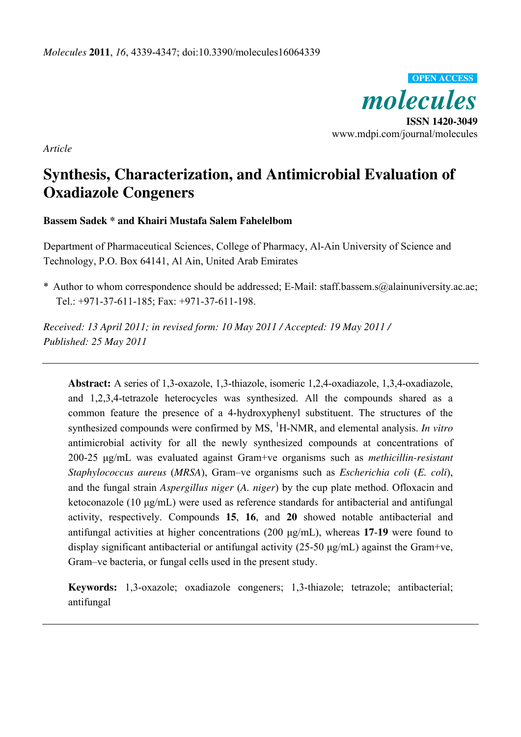*Article*

# Synthesis, Characterization, and Antimicrobial Evaluation of Oxadiazole Congeners

**Bassem Sadek \* and Khairi Mustafa Salem Fahelelbom**

Department of Pharmaceutical Sciences, College of Pharmacy, Al-Ain University of Science and Technology, P.O. Box 64141, Al Ain, United Arab Emirates

\* Author to whom correspondence should be addressed; E-Mail: staff.bassem.s@alainuniversity.ac.ae; Tel.: +971-37-611-185; Fax: +971-37-611-198.

*Received: 13 April 2011; in revised form: 10 May 2011 / Accepted: 19 May 2011 / Published: 25 May 2011*

---

**Abstract:** A series of 1,3-oxazole, 1,3-thiazole, isomeric 1,2,4-oxadiazole, 1,3,4-oxadiazole, and 1,2,3,4-tetrazole heterocycles was synthesized. All the compounds shared as a common feature the presence of a 4-hydroxyphenyl substituent. The structures of the synthesized compounds were confirmed by MS, $^{1}$H-NMR, and elemental analysis. *In vitro* antimicrobial activity for all the newly synthesized compounds at concentrations of 200-25 µg/mL was evaluated against Gram+ve organisms such as *methicillin-resistant Staphylococcus aureus* (*MRSA*), Gram–ve organisms such as *Escherichia coli* (*E. coli*), and the fungal strain *Aspergillus niger* (*A. niger*) by the cup plate method. Ofloxacin and ketoconazole (10 µg/mL) were used as reference standards for antibacterial and antifungal activity, respectively. Compounds **15**, **16**, and **20** showed notable antibacterial and antifungal activities at higher concentrations (200 µg/mL), whereas **17**-**19** were found to display significant antibacterial or antifungal activity (25-50 µg/mL) against the Gram+ve, Gram–ve bacteria, or fungal cells used in the present study.

**Keywords:** 1,3-oxazole; oxadiazole congeners; 1,3-thiazole; tetrazole; antibacterial; antifungal

---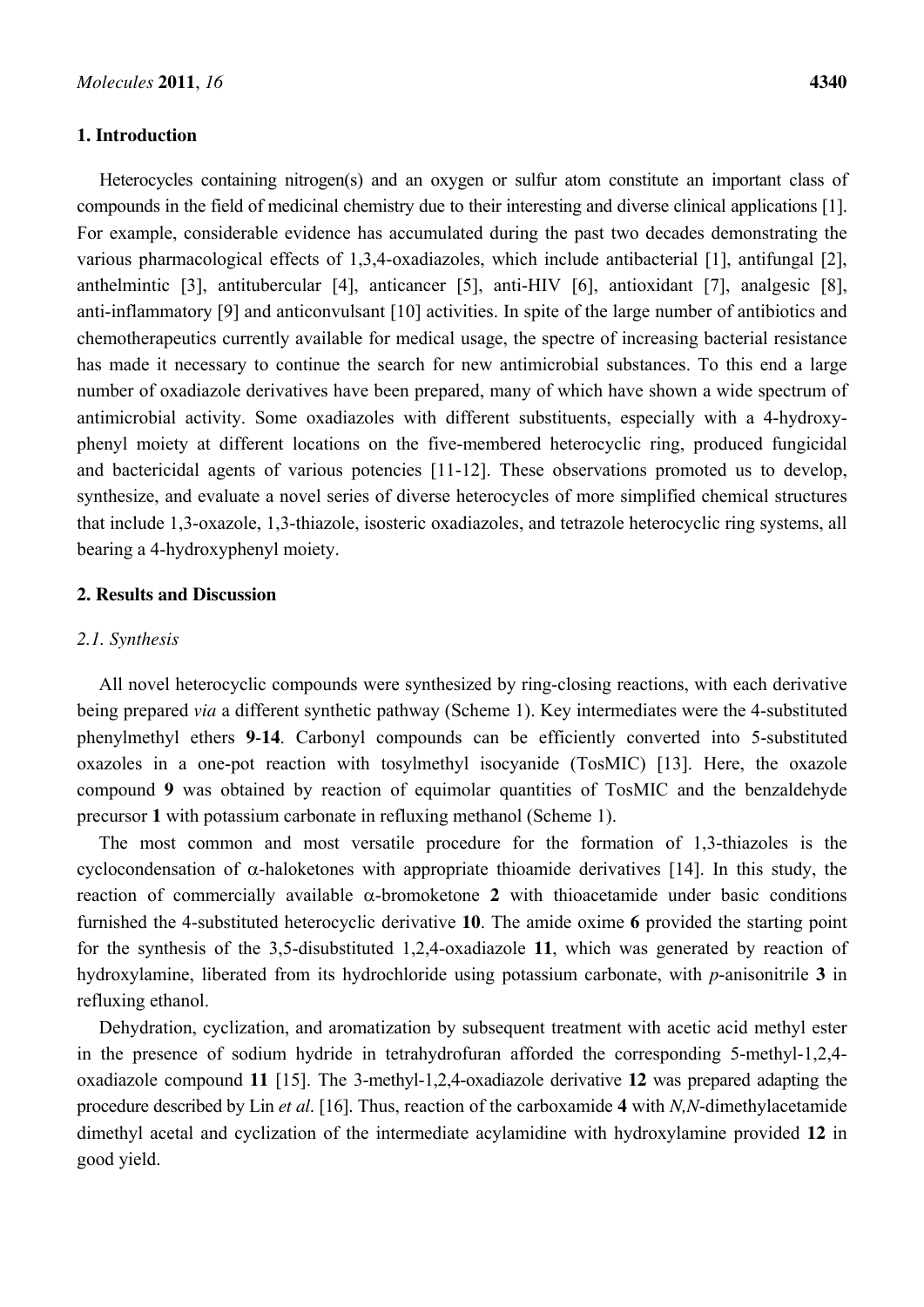## 1. Introduction

Heterocycles containing nitrogen(s) and an oxygen or sulfur atom constitute an important class of compounds in the field of medicinal chemistry due to their interesting and diverse clinical applications [1]. For example, considerable evidence has accumulated during the past two decades demonstrating the various pharmacological effects of 1,3,4-oxadiazoles, which include antibacterial [1], antifungal [2], anthelmintic [3], antitubercular [4], anticancer [5], anti-HIV [6], antioxidant [7], analgesic [8], anti-inflammatory [9] and anticonvulsant [10] activities. In spite of the large number of antibiotics and chemotherapeutics currently available for medical usage, the spectre of increasing bacterial resistance has made it necessary to continue the search for new antimicrobial substances. To this end a large number of oxadiazole derivatives have been prepared, many of which have shown a wide spectrum of antimicrobial activity. Some oxadiazoles with different substituents, especially with a 4-hydroxyphenyl moiety at different locations on the five-membered heterocyclic ring, produced fungicidal and bactericidal agents of various potencies [11-12]. These observations promoted us to develop, synthesize, and evaluate a novel series of diverse heterocycles of more simplified chemical structures that include 1,3-oxazole, 1,3-thiazole, isosteric oxadiazoles, and tetrazole heterocyclic ring systems, all bearing a 4-hydroxyphenyl moiety.

## 2. Results and Discussion

### *2.1. Synthesis*

All novel heterocyclic compounds were synthesized by ring-closing reactions, with each derivative being prepared *via* a different synthetic pathway (Scheme 1). Key intermediates were the 4-substituted phenylmethyl ethers **9**-**14**. Carbonyl compounds can be efficiently converted into 5-substituted oxazoles in a one-pot reaction with tosylmethyl isocyanide (TosMIC) [13]. Here, the oxazole compound **9** was obtained by reaction of equimolar quantities of TosMIC and the benzaldehyde precursor **1** with potassium carbonate in refluxing methanol (Scheme 1).

The most common and most versatile procedure for the formation of 1,3-thiazoles is the cyclocondensation of α-haloketones with appropriate thioamide derivatives [14]. In this study, the reaction of commercially available α-bromoketone **2** with thioacetamide under basic conditions furnished the 4-substituted heterocyclic derivative **10**. The amide oxime **6** provided the starting point for the synthesis of the 3,5-disubstituted 1,2,4-oxadiazole **11**, which was generated by reaction of hydroxylamine, liberated from its hydrochloride using potassium carbonate, with *p*-anisonitrile **3** in refluxing ethanol.

Dehydration, cyclization, and aromatization by subsequent treatment with acetic acid methyl ester in the presence of sodium hydride in tetrahydrofuran afforded the corresponding 5-methyl-1,2,4-oxadiazole compound **11** [15]. The 3-methyl-1,2,4-oxadiazole derivative **12** was prepared adapting the procedure described by Lin *et al*. [16]. Thus, reaction of the carboxamide **4** with *N,N*-dimethylacetamide dimethyl acetal and cyclization of the intermediate acylamidine with hydroxylamine provided **12** in good yield.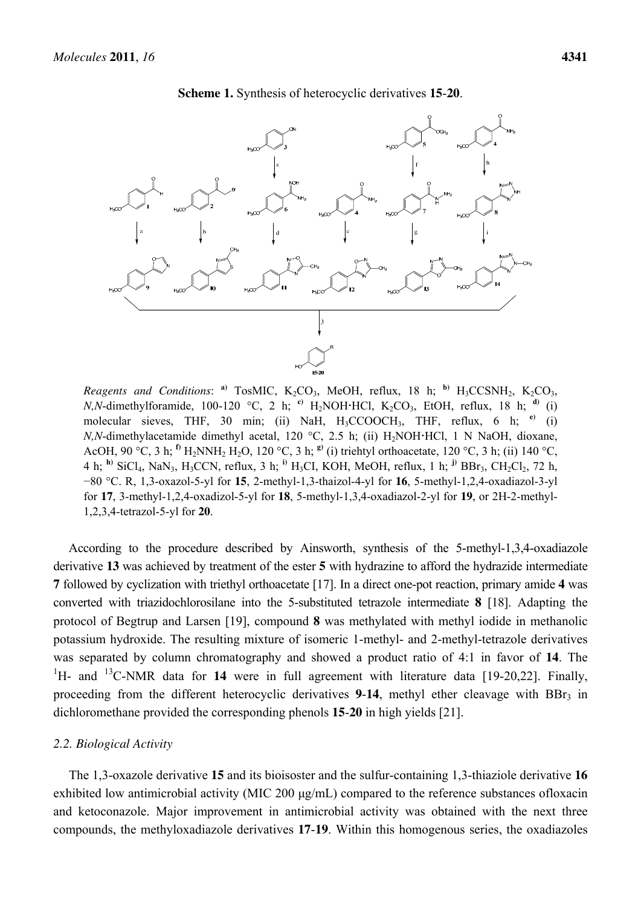**Scheme 1.** Synthesis of heterocyclic derivatives **15**-**20**.

*Reagents and Conditions*: **a)** TosMIC, $K_2CO_3$, MeOH, reflux, 18 h; **b)** $H_3CCSNH_2$, $K_2CO_3$, *N,N*-dimethylformamide, 100-120 °C, 2 h; **c)** $H_2NOH{\cdot}HCl$, $K_2CO_3$, EtOH, reflux, 18 h; **d)** (i) molecular sieves, THF, 30 min; (ii) NaH, $H_3CCOOCH_3$, THF, reflux, 6 h; **e)** (i) *N,N*-dimethylacetamide dimethyl acetal, 120 °C, 2.5 h; (ii) $H_2NOH{\cdot}HCl$, 1 N NaOH, dioxane, AcOH, 90 °C, 3 h; **f)** $H_2NNH_2$ $H_2O$, 120 °C, 3 h; **g)** (i) triehtyl orthoacetate, 120 °C, 3 h; (ii) 140 °C, 4 h; **h)** $SiCl_4$, $NaN_3$, $H_3CCN$, reflux, 3 h; **i)** $H_3CI$, KOH, MeOH, reflux, 1 h; **j)** $BBr_3$, $CH_2Cl_2$, 72 h, −80 °C. R, 1,3-oxazol-5-yl for **15**, 2-methyl-1,3-thaizol-4-yl for **16**, 5-methyl-1,2,4-oxadiazol-3-yl for **17**, 3-methyl-1,2,4-oxadizol-5-yl for **18**, 5-methyl-1,3,4-oxadiazol-2-yl for **19**, or 2H-2-methyl-1,2,3,4-tetrazol-5-yl for **20**.

According to the procedure described by Ainsworth, synthesis of the 5-methyl-1,3,4-oxadiazole derivative **13** was achieved by treatment of the ester **5** with hydrazine to afford the hydrazide intermediate **7** followed by cyclization with triethyl orthoacetate [17]. In a direct one-pot reaction, primary amide **4** was converted with triazidochlorosilane into the 5-substituted tetrazole intermediate **8** [18]. Adapting the protocol of Begtrup and Larsen [19], compound **8** was methylated with methyl iodide in methanolic potassium hydroxide. The resulting mixture of isomeric 1-methyl- and 2-methyl-tetrazole derivatives was separated by column chromatography and showed a product ratio of 4:1 in favor of **14**. The $^1$H- and $^{13}$C-NMR data for **14** were in full agreement with literature data [19-20,22]. Finally, proceeding from the different heterocyclic derivatives **9**-**14**, methyl ether cleavage with $BBr_3$ in dichloromethane provided the corresponding phenols **15**-**20** in high yields [21].

### 2.2. Biological Activity

The 1,3-oxazole derivative **15** and its bioisoster and the sulfur-containing 1,3-thiaziole derivative **16** exhibited low antimicrobial activity (MIC 200 µg/mL) compared to the reference substances ofloxacin and ketoconazole. Major improvement in antimicrobial activity was obtained with the next three compounds, the methyloxadiazole derivatives **17**-**19**. Within this homogenous series, the oxadiazoles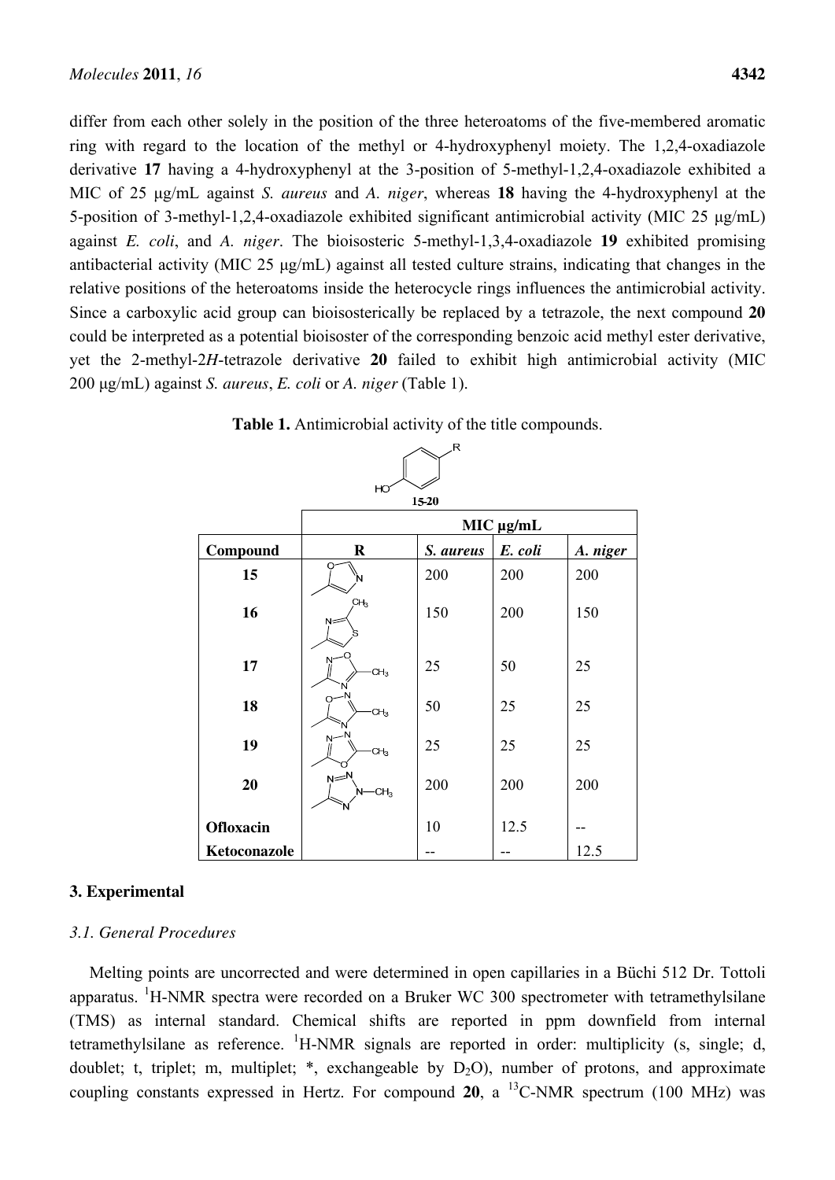differ from each other solely in the position of the three heteroatoms of the five-membered aromatic ring with regard to the location of the methyl or 4-hydroxyphenyl moiety. The 1,2,4-oxadiazole derivative **17** having a 4-hydroxyphenyl at the 3-position of 5-methyl-1,2,4-oxadiazole exhibited a MIC of 25 µg/mL against *S. aureus* and *A. niger*, whereas **18** having the 4-hydroxyphenyl at the 5-position of 3-methyl-1,2,4-oxadiazole exhibited significant antimicrobial activity (MIC 25 µg/mL) against *E. coli*, and *A. niger*. The bioisosteric 5-methyl-1,3,4-oxadiazole **19** exhibited promising antibacterial activity (MIC 25 µg/mL) against all tested culture strains, indicating that changes in the relative positions of the heteroatoms inside the heterocycle rings influences the antimicrobial activity. Since a carboxylic acid group can bioisosterically be replaced by a tetrazole, the next compound **20** could be interpreted as a potential bioisoster of the corresponding benzoic acid methyl ester derivative, yet the 2-methyl-2*H*-tetrazole derivative **20** failed to exhibit high antimicrobial activity (MIC 200 µg/mL) against *S. aureus*, *E. coli* or *A. niger* (Table 1).

**Table 1.** Antimicrobial activity of the title compounds.

**15-20**

| | | MIC µg/mL | | |
|---|---|---|---|---|
| **Compound** | **R** | ***S. aureus*** | ***E. coli*** | ***A. niger*** |
| **15** | oxazol-5-yl | 200 | 200 | 200 |
| **16** | 2-methylthiazol-4-yl | 150 | 200 | 150 |
| **17** | 5-methyl-1,2,4-oxadiazol-3-yl | 25 | 50 | 25 |
| **18** | 3-methyl-1,2,4-oxadiazol-5-yl | 50 | 25 | 25 |
| **19** | 5-methyl-1,3,4-oxadiazol-2-yl | 25 | 25 | 25 |
| **20** | 2-methyl-2*H*-tetrazol-5-yl | 200 | 200 | 200 |
| **Ofloxacin** | | 10 | 12.5 | -- |
| **Ketoconazole** | | -- | -- | 12.5 |

## 3. Experimental

### *3.1. General Procedures*

Melting points are uncorrected and were determined in open capillaries in a Büchi 512 Dr. Tottoli apparatus. $^{1}$H-NMR spectra were recorded on a Bruker WC 300 spectrometer with tetramethylsilane (TMS) as internal standard. Chemical shifts are reported in ppm downfield from internal tetramethylsilane as reference. $^{1}$H-NMR signals are reported in order: multiplicity (s, single; d, doublet; t, triplet; m, multiplet; *, exchangeable by $D_2O$), number of protons, and approximate coupling constants expressed in Hertz. For compound **20**, a $^{13}$C-NMR spectrum (100 MHz) was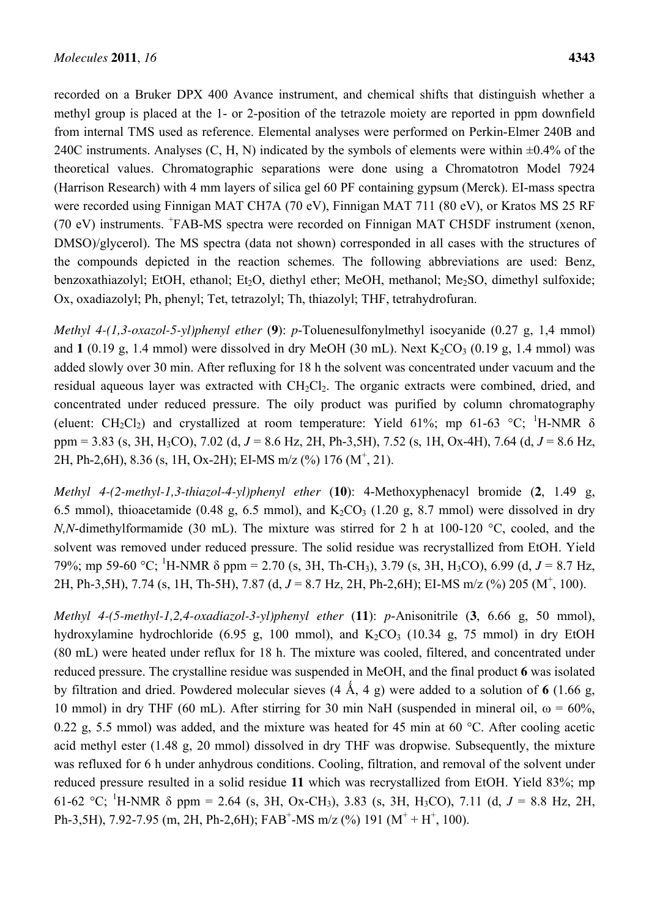recorded on a Bruker DPX 400 Avance instrument, and chemical shifts that distinguish whether a methyl group is placed at the 1- or 2-position of the tetrazole moiety are reported in ppm downfield from internal TMS used as reference. Elemental analyses were performed on Perkin-Elmer 240B and 240C instruments. Analyses (C, H, N) indicated by the symbols of elements were within ±0.4% of the theoretical values. Chromatographic separations were done using a Chromatotron Model 7924 (Harrison Research) with 4 mm layers of silica gel 60 PF containing gypsum (Merck). EI-mass spectra were recorded using Finnigan MAT CH7A (70 eV), Finnigan MAT 711 (80 eV), or Kratos MS 25 RF (70 eV) instruments. $^{+}$FAB-MS spectra were recorded on Finnigan MAT CH5DF instrument (xenon, DMSO)/glycerol). The MS spectra (data not shown) corresponded in all cases with the structures of the compounds depicted in the reaction schemes. The following abbreviations are used: Benz, benzoxathiazolyl; EtOH, ethanol; $Et_2O$, diethyl ether; MeOH, methanol; $Me_2SO$, dimethyl sulfoxide; Ox, oxadiazolyl; Ph, phenyl; Tet, tetrazolyl; Th, thiazolyl; THF, tetrahydrofuran.

*Methyl 4-(1,3-oxazol-5-yl)phenyl ether* (**9**): *p*-Toluenesulfonylmethyl isocyanide (0.27 g, 1,4 mmol) and **1** (0.19 g, 1.4 mmol) were dissolved in dry MeOH (30 mL). Next $K_2CO_3$ (0.19 g, 1.4 mmol) was added slowly over 30 min. After refluxing for 18 h the solvent was concentrated under vacuum and the residual aqueous layer was extracted with $CH_2Cl_2$. The organic extracts were combined, dried, and concentrated under reduced pressure. The oily product was purified by column chromatography (eluent: $CH_2Cl_2$) and crystallized at room temperature: Yield 61%; mp 61-63 °C; $^{1}$H-NMR δ ppm = 3.83 (s, 3H, $H_3$CO), 7.02 (d, *J* = 8.6 Hz, 2H, Ph-3,5H), 7.52 (s, 1H, Ox-4H), 7.64 (d, *J* = 8.6 Hz, 2H, Ph-2,6H), 8.36 (s, 1H, Ox-2H); EI-MS m/z (%) 176 ($M^{+}$, 21).

*Methyl 4-(2-methyl-1,3-thiazol-4-yl)phenyl ether* (**10**): 4-Methoxyphenacyl bromide (**2**, 1.49 g, 6.5 mmol), thioacetamide (0.48 g, 6.5 mmol), and $K_2CO_3$ (1.20 g, 8.7 mmol) were dissolved in dry *N,N*-dimethylformamide (30 mL). The mixture was stirred for 2 h at 100-120 °C, cooled, and the solvent was removed under reduced pressure. The solid residue was recrystallized from EtOH. Yield 79%; mp 59-60 °C; $^{1}$H-NMR δ ppm = 2.70 (s, 3H, Th-$CH_3$), 3.79 (s, 3H, $H_3$CO), 6.99 (d, *J* = 8.7 Hz, 2H, Ph-3,5H), 7.74 (s, 1H, Th-5H), 7.87 (d, *J* = 8.7 Hz, 2H, Ph-2,6H); EI-MS m/z (%) 205 ($M^{+}$, 100).

*Methyl 4-(5-methyl-1,2,4-oxadiazol-3-yl)phenyl ether* (**11**): *p*-Anisonitrile (**3**, 6.66 g, 50 mmol), hydroxylamine hydrochloride (6.95 g, 100 mmol), and $K_2CO_3$ (10.34 g, 75 mmol) in dry EtOH (80 mL) were heated under reflux for 18 h. The mixture was cooled, filtered, and concentrated under reduced pressure. The crystalline residue was suspended in MeOH, and the final product **6** was isolated by filtration and dried. Powdered molecular sieves (4 Ǻ, 4 g) were added to a solution of **6** (1.66 g, 10 mmol) in dry THF (60 mL). After stirring for 30 min NaH (suspended in mineral oil, ω = 60%, 0.22 g, 5.5 mmol) was added, and the mixture was heated for 45 min at 60 °C. After cooling acetic acid methyl ester (1.48 g, 20 mmol) dissolved in dry THF was dropwise. Subsequently, the mixture was refluxed for 6 h under anhydrous conditions. Cooling, filtration, and removal of the solvent under reduced pressure resulted in a solid residue **11** which was recrystallized from EtOH. Yield 83%; mp 61-62 °C; $^{1}$H-NMR δ ppm = 2.64 (s, 3H, Ox-$CH_3$), 3.83 (s, 3H, $H_3$CO), 7.11 (d, *J* = 8.8 Hz, 2H, Ph-3,5H), 7.92-7.95 (m, 2H, Ph-2,6H); $FAB^{+}$-MS m/z (%) 191 ($M^{+}$ + $H^{+}$, 100).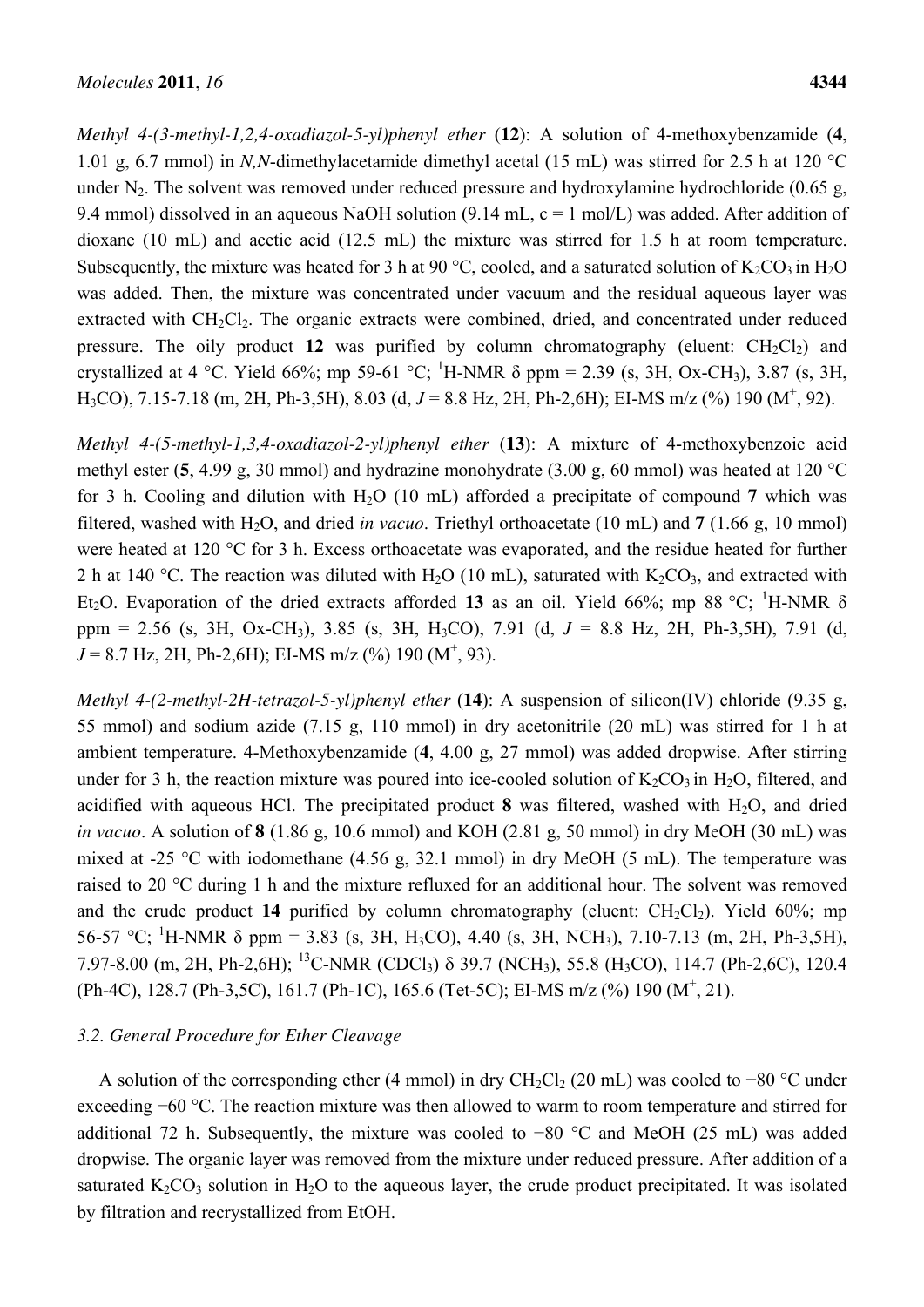*Methyl 4-(3-methyl-1,2,4-oxadiazol-5-yl)phenyl ether* (**12**): A solution of 4-methoxybenzamide (**4**, 1.01 g, 6.7 mmol) in *N,N*-dimethylacetamide dimethyl acetal (15 mL) was stirred for 2.5 h at 120 °C under $N_2$. The solvent was removed under reduced pressure and hydroxylamine hydrochloride (0.65 g, 9.4 mmol) dissolved in an aqueous NaOH solution (9.14 mL, c = 1 mol/L) was added. After addition of dioxane (10 mL) and acetic acid (12.5 mL) the mixture was stirred for 1.5 h at room temperature. Subsequently, the mixture was heated for 3 h at 90 °C, cooled, and a saturated solution of $K_2CO_3$ in $H_2O$ was added. Then, the mixture was concentrated under vacuum and the residual aqueous layer was extracted with $CH_2Cl_2$. The organic extracts were combined, dried, and concentrated under reduced pressure. The oily product **12** was purified by column chromatography (eluent: $CH_2Cl_2$) and crystallized at 4 °C. Yield 66%; mp 59-61 °C; $^1$H-NMR δ ppm = 2.39 (s, 3H, Ox-$CH_3$), 3.87 (s, 3H, $H_3$CO), 7.15-7.18 (m, 2H, Ph-3,5H), 8.03 (d, *J* = 8.8 Hz, 2H, Ph-2,6H); EI-MS m/z (%) 190 ($M^+$, 92).

*Methyl 4-(5-methyl-1,3,4-oxadiazol-2-yl)phenyl ether* (**13**): A mixture of 4-methoxybenzoic acid methyl ester (**5**, 4.99 g, 30 mmol) and hydrazine monohydrate (3.00 g, 60 mmol) was heated at 120 °C for 3 h. Cooling and dilution with $H_2O$ (10 mL) afforded a precipitate of compound **7** which was filtered, washed with $H_2O$, and dried *in vacuo*. Triethyl orthoacetate (10 mL) and **7** (1.66 g, 10 mmol) were heated at 120 °C for 3 h. Excess orthoacetate was evaporated, and the residue heated for further 2 h at 140 °C. The reaction was diluted with $H_2O$ (10 mL), saturated with $K_2CO_3$, and extracted with $Et_2O$. Evaporation of the dried extracts afforded **13** as an oil. Yield 66%; mp 88 °C; $^1$H-NMR δ ppm = 2.56 (s, 3H, Ox-$CH_3$), 3.85 (s, 3H, $H_3$CO), 7.91 (d, *J* = 8.8 Hz, 2H, Ph-3,5H), 7.91 (d, *J* = 8.7 Hz, 2H, Ph-2,6H); EI-MS m/z (%) 190 ($M^+$, 93).

*Methyl 4-(2-methyl-2H-tetrazol-5-yl)phenyl ether* (**14**): A suspension of silicon(IV) chloride (9.35 g, 55 mmol) and sodium azide (7.15 g, 110 mmol) in dry acetonitrile (20 mL) was stirred for 1 h at ambient temperature. 4-Methoxybenzamide (**4**, 4.00 g, 27 mmol) was added dropwise. After stirring under for 3 h, the reaction mixture was poured into ice-cooled solution of $K_2CO_3$ in $H_2O$, filtered, and acidified with aqueous HCl. The precipitated product **8** was filtered, washed with $H_2O$, and dried *in vacuo*. A solution of **8** (1.86 g, 10.6 mmol) and KOH (2.81 g, 50 mmol) in dry MeOH (30 mL) was mixed at -25 °C with iodomethane (4.56 g, 32.1 mmol) in dry MeOH (5 mL). The temperature was raised to 20 °C during 1 h and the mixture refluxed for an additional hour. The solvent was removed and the crude product **14** purified by column chromatography (eluent: $CH_2Cl_2$). Yield 60%; mp 56-57 °C; $^1$H-NMR δ ppm = 3.83 (s, 3H, $H_3$CO), 4.40 (s, 3H, N$CH_3$), 7.10-7.13 (m, 2H, Ph-3,5H), 7.97-8.00 (m, 2H, Ph-2,6H); $^{13}$C-NMR ($CDCl_3$) δ 39.7 (N$CH_3$), 55.8 ($H_3$CO), 114.7 (Ph-2,6C), 120.4 (Ph-4C), 128.7 (Ph-3,5C), 161.7 (Ph-1C), 165.6 (Tet-5C); EI-MS m/z (%) 190 ($M^+$, 21).

### 3.2. General Procedure for Ether Cleavage

A solution of the corresponding ether (4 mmol) in dry $CH_2Cl_2$ (20 mL) was cooled to −80 °C under exceeding −60 °C. The reaction mixture was then allowed to warm to room temperature and stirred for additional 72 h. Subsequently, the mixture was cooled to −80 °C and MeOH (25 mL) was added dropwise. The organic layer was removed from the mixture under reduced pressure. After addition of a saturated $K_2CO_3$ solution in $H_2O$ to the aqueous layer, the crude product precipitated. It was isolated by filtration and recrystallized from EtOH.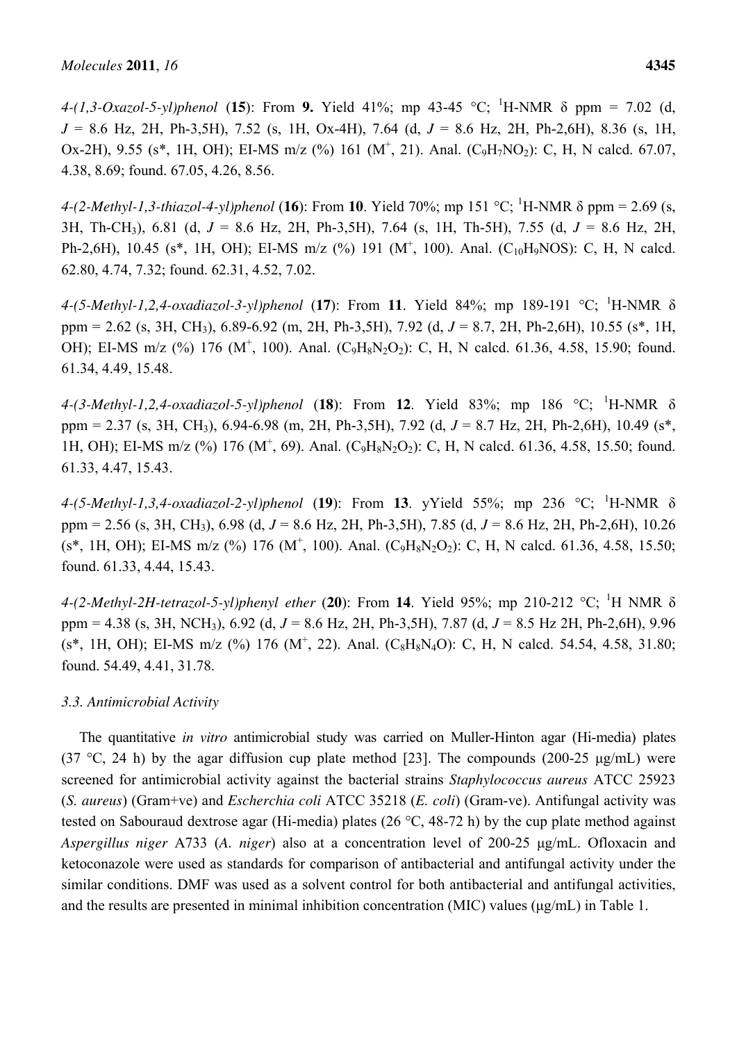*4-(1,3-Oxazol-5-yl)phenol* (**15**): From **9.** Yield 41%; mp 43-45 °C; $^1$H-NMR δ ppm = 7.02 (d, *J* = 8.6 Hz, 2H, Ph-3,5H), 7.52 (s, 1H, Ox-4H), 7.64 (d, *J* = 8.6 Hz, 2H, Ph-2,6H), 8.36 (s, 1H, Ox-2H), 9.55 (s*, 1H, OH); EI-MS m/z (%) 161 ($M^+$, 21). Anal. ($C_9H_7NO_2$): C, H, N calcd. 67.07, 4.38, 8.69; found. 67.05, 4.26, 8.56.

*4-(2-Methyl-1,3-thiazol-4-yl)phenol* (**16**): From **10**. Yield 70%; mp 151 °C; $^1$H-NMR δ ppm = 2.69 (s, 3H, Th-$CH_3$), 6.81 (d, *J* = 8.6 Hz, 2H, Ph-3,5H), 7.64 (s, 1H, Th-5H), 7.55 (d, *J* = 8.6 Hz, 2H, Ph-2,6H), 10.45 (s*, 1H, OH); EI-MS m/z (%) 191 ($M^+$, 100). Anal. ($C_{10}H_9NOS$): C, H, N calcd. 62.80, 4.74, 7.32; found. 62.31, 4.52, 7.02.

*4-(5-Methyl-1,2,4-oxadiazol-3-yl)phenol* (**17**): From **11**. Yield 84%; mp 189-191 °C; $^1$H-NMR δ ppm = 2.62 (s, 3H, $CH_3$), 6.89-6.92 (m, 2H, Ph-3,5H), 7.92 (d, *J* = 8.7, 2H, Ph-2,6H), 10.55 (s*, 1H, OH); EI-MS m/z (%) 176 ($M^+$, 100). Anal. ($C_9H_8N_2O_2$): C, H, N calcd. 61.36, 4.58, 15.90; found. 61.34, 4.49, 15.48.

*4-(3-Methyl-1,2,4-oxadiazol-5-yl)phenol* (**18**): From **12**. Yield 83%; mp 186 °C; $^1$H-NMR δ ppm = 2.37 (s, 3H, $CH_3$), 6.94-6.98 (m, 2H, Ph-3,5H), 7.92 (d, *J* = 8.7 Hz, 2H, Ph-2,6H), 10.49 (s*, 1H, OH); EI-MS m/z (%) 176 ($M^+$, 69). Anal. ($C_9H_8N_2O_2$): C, H, N calcd. 61.36, 4.58, 15.50; found. 61.33, 4.47, 15.43.

*4-(5-Methyl-1,3,4-oxadiazol-2-yl)phenol* (**19**): From **13**. yYield 55%; mp 236 °C; $^1$H-NMR δ ppm = 2.56 (s, 3H, $CH_3$), 6.98 (d, *J* = 8.6 Hz, 2H, Ph-3,5H), 7.85 (d, *J* = 8.6 Hz, 2H, Ph-2,6H), 10.26 (s*, 1H, OH); EI-MS m/z (%) 176 ($M^+$, 100). Anal. ($C_9H_8N_2O_2$): C, H, N calcd. 61.36, 4.58, 15.50; found. 61.33, 4.44, 15.43.

*4-(2-Methyl-2H-tetrazol-5-yl)phenyl ether* (**20**): From **14**. Yield 95%; mp 210-212 °C; $^1$H NMR δ ppm = 4.38 (s, 3H, $NCH_3$), 6.92 (d, *J* = 8.6 Hz, 2H, Ph-3,5H), 7.87 (d, *J* = 8.5 Hz 2H, Ph-2,6H), 9.96 (s*, 1H, OH); EI-MS m/z (%) 176 ($M^+$, 22). Anal. ($C_8H_8N_4O$): C, H, N calcd. 54.54, 4.58, 31.80; found. 54.49, 4.41, 31.78.

### *3.3. Antimicrobial Activity*

The quantitative *in vitro* antimicrobial study was carried on Muller-Hinton agar (Hi-media) plates (37 °C, 24 h) by the agar diffusion cup plate method [23]. The compounds (200-25 μg/mL) were screened for antimicrobial activity against the bacterial strains *Staphylococcus aureus* ATCC 25923 (*S. aureus*) (Gram+ve) and *Escherchia coli* ATCC 35218 (*E. coli*) (Gram-ve). Antifungal activity was tested on Sabouraud dextrose agar (Hi-media) plates (26 °C, 48-72 h) by the cup plate method against *Aspergillus niger* A733 (*A. niger*) also at a concentration level of 200-25 μg/mL. Ofloxacin and ketoconazole were used as standards for comparison of antibacterial and antifungal activity under the similar conditions. DMF was used as a solvent control for both antibacterial and antifungal activities, and the results are presented in minimal inhibition concentration (MIC) values (μg/mL) in Table 1.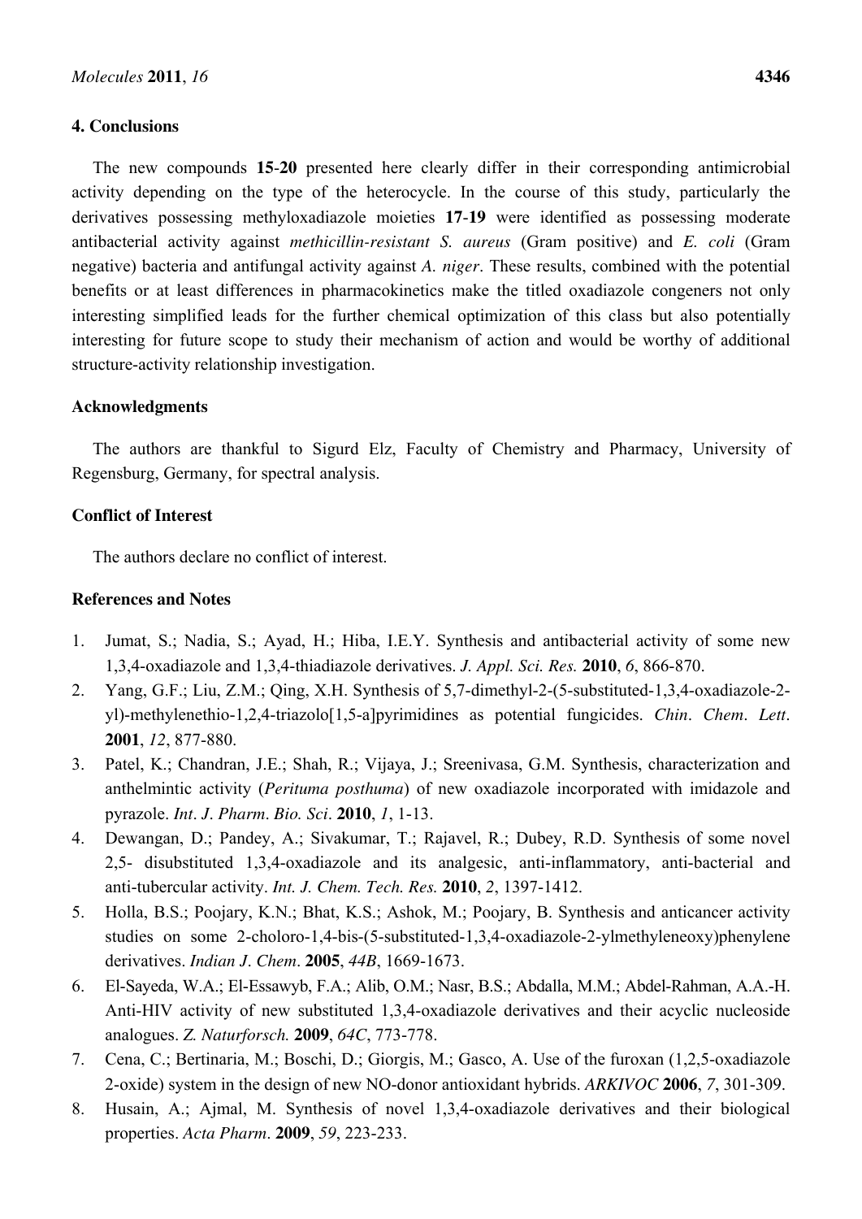## 4. Conclusions

The new compounds **15**-**20** presented here clearly differ in their corresponding antimicrobial activity depending on the type of the heterocycle. In the course of this study, particularly the derivatives possessing methyloxadiazole moieties **17**-**19** were identified as possessing moderate antibacterial activity against *methicillin-resistant S. aureus* (Gram positive) and *E. coli* (Gram negative) bacteria and antifungal activity against *A. niger*. These results, combined with the potential benefits or at least differences in pharmacokinetics make the titled oxadiazole congeners not only interesting simplified leads for the further chemical optimization of this class but also potentially interesting for future scope to study their mechanism of action and would be worthy of additional structure-activity relationship investigation.

## Acknowledgments

The authors are thankful to Sigurd Elz, Faculty of Chemistry and Pharmacy, University of Regensburg, Germany, for spectral analysis.

## Conflict of Interest

The authors declare no conflict of interest.

## References and Notes

1. Jumat, S.; Nadia, S.; Ayad, H.; Hiba, I.E.Y. Synthesis and antibacterial activity of some new 1,3,4-oxadiazole and 1,3,4-thiadiazole derivatives. *J. Appl. Sci. Res.* **2010**, *6*, 866-870.
2. Yang, G.F.; Liu, Z.M.; Qing, X.H. Synthesis of 5,7-dimethyl-2-(5-substituted-1,3,4-oxadiazole-2-yl)-methylenethio-1,2,4-triazolo[1,5-a]pyrimidines as potential fungicides. *Chin*. *Chem*. *Lett*. **2001**, *12*, 877-880.
3. Patel, K.; Chandran, J.E.; Shah, R.; Vijaya, J.; Sreenivasa, G.M. Synthesis, characterization and anthelmintic activity (*Perituma posthuma*) of new oxadiazole incorporated with imidazole and pyrazole. *Int*. *J*. *Pharm*. *Bio. Sci*. **2010**, *1*, 1-13.
4. Dewangan, D.; Pandey, A.; Sivakumar, T.; Rajavel, R.; Dubey, R.D. Synthesis of some novel 2,5- disubstituted 1,3,4-oxadiazole and its analgesic, anti-inflammatory, anti-bacterial and anti-tubercular activity. *Int. J. Chem. Tech. Res.* **2010**, *2*, 1397-1412.
5. Holla, B.S.; Poojary, K.N.; Bhat, K.S.; Ashok, M.; Poojary, B. Synthesis and anticancer activity studies on some 2-choloro-1,4-bis-(5-substituted-1,3,4-oxadiazole-2-ylmethyleneoxy)phenylene derivatives. *Indian J*. *Chem*. **2005**, *44B*, 1669-1673.
6. El-Sayeda, W.A.; El-Essawyb, F.A.; Alib, O.M.; Nasr, B.S.; Abdalla, M.M.; Abdel-Rahman, A.A.-H. Anti-HIV activity of new substituted 1,3,4-oxadiazole derivatives and their acyclic nucleoside analogues. *Z. Naturforsch.* **2009**, *64C*, 773-778.
7. Cena, C.; Bertinaria, M.; Boschi, D.; Giorgis, M.; Gasco, A. Use of the furoxan (1,2,5-oxadiazole 2-oxide) system in the design of new NO-donor antioxidant hybrids. *ARKIVOC* **2006**, *7*, 301-309.
8. Husain, A.; Ajmal, M. Synthesis of novel 1,3,4-oxadiazole derivatives and their biological properties. *Acta Pharm*. **2009**, *59*, 223-233.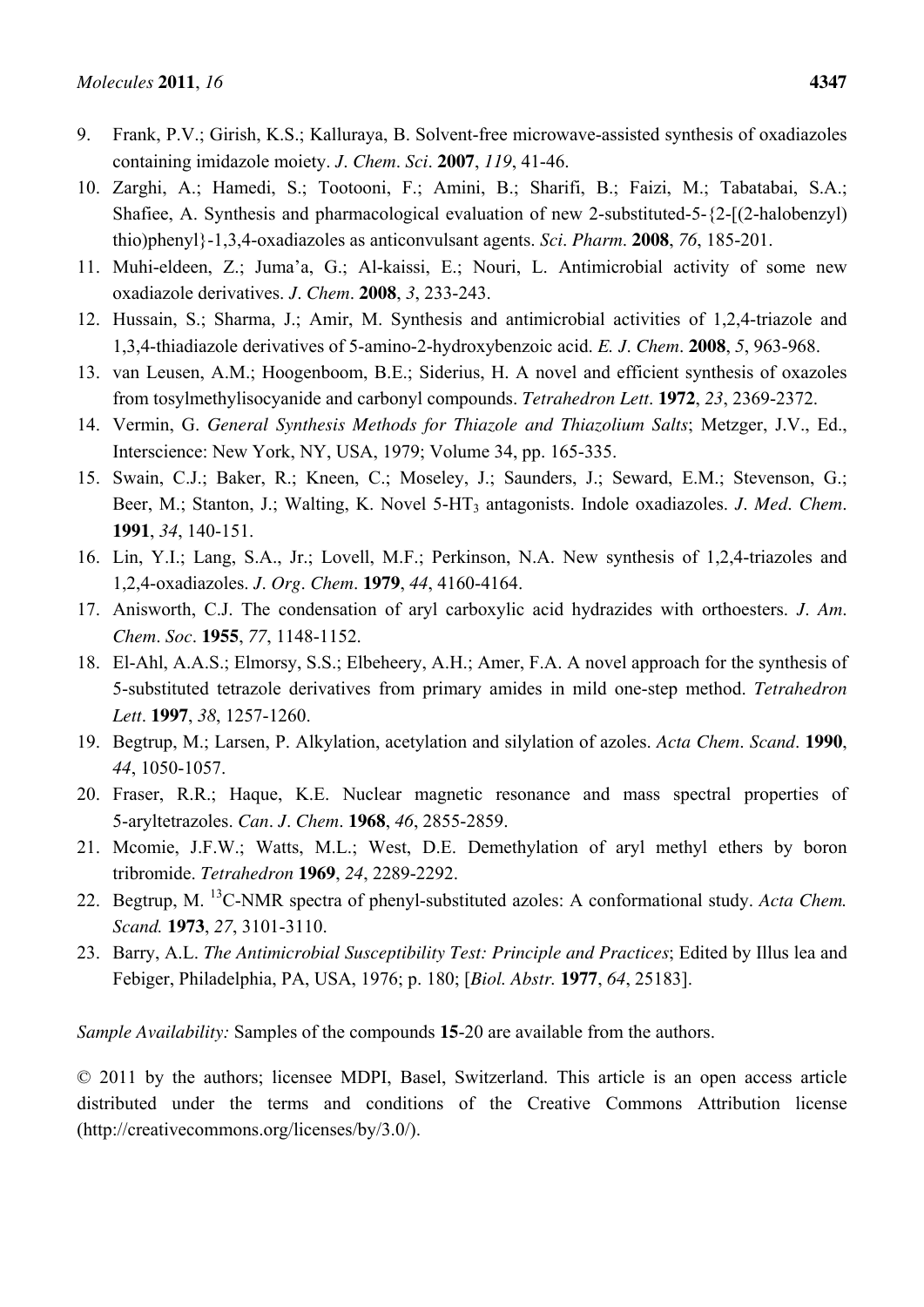9. Frank, P.V.; Girish, K.S.; Kalluraya, B. Solvent-free microwave-assisted synthesis of oxadiazoles containing imidazole moiety. *J*. *Chem*. *Sci*. **2007**, *119*, 41-46.
10. Zarghi, A.; Hamedi, S.; Tootooni, F.; Amini, B.; Sharifi, B.; Faizi, M.; Tabatabai, S.A.; Shafiee, A. Synthesis and pharmacological evaluation of new 2-substituted-5-{2-[(2-halobenzyl) thio)phenyl}-1,3,4-oxadiazoles as anticonvulsant agents. *Sci*. *Pharm*. **2008**, *76*, 185-201.
11. Muhi-eldeen, Z.; Juma'a, G.; Al-kaissi, E.; Nouri, L. Antimicrobial activity of some new oxadiazole derivatives. *J*. *Chem*. **2008**, *3*, 233-243.
12. Hussain, S.; Sharma, J.; Amir, M. Synthesis and antimicrobial activities of 1,2,4-triazole and 1,3,4-thiadiazole derivatives of 5-amino-2-hydroxybenzoic acid. *E. J*. *Chem*. **2008**, *5*, 963-968.
13. van Leusen, A.M.; Hoogenboom, B.E.; Siderius, H. A novel and efficient synthesis of oxazoles from tosylmethylisocyanide and carbonyl compounds. *Tetrahedron Lett*. **1972**, *23*, 2369-2372.
14. Vermin, G. *General Synthesis Methods for Thiazole and Thiazolium Salts*; Metzger, J.V., Ed., Interscience: New York, NY, USA, 1979; Volume 34, pp. 165-335.
15. Swain, C.J.; Baker, R.; Kneen, C.; Moseley, J.; Saunders, J.; Seward, E.M.; Stevenson, G.; Beer, M.; Stanton, J.; Walting, K. Novel 5-$HT_3$ antagonists. Indole oxadiazoles. *J*. *Med*. *Chem*. **1991**, *34*, 140-151.
16. Lin, Y.I.; Lang, S.A., Jr.; Lovell, M.F.; Perkinson, N.A. New synthesis of 1,2,4-triazoles and 1,2,4-oxadiazoles. *J*. *Org*. *Chem*. **1979**, *44*, 4160-4164.
17. Anisworth, C.J. The condensation of aryl carboxylic acid hydrazides with orthoesters. *J*. *Am*. *Chem*. *Soc*. **1955**, *77*, 1148-1152.
18. El-Ahl, A.A.S.; Elmorsy, S.S.; Elbeheery, A.H.; Amer, F.A. A novel approach for the synthesis of 5-substituted tetrazole derivatives from primary amides in mild one-step method. *Tetrahedron Lett*. **1997**, *38*, 1257-1260.
19. Begtrup, M.; Larsen, P. Alkylation, acetylation and silylation of azoles. *Acta Chem*. *Scand*. **1990**, *44*, 1050-1057.
20. Fraser, R.R.; Haque, K.E. Nuclear magnetic resonance and mass spectral properties of 5-aryltetrazoles. *Can*. *J*. *Chem*. **1968**, *46*, 2855-2859.
21. Mcomie, J.F.W.; Watts, M.L.; West, D.E. Demethylation of aryl methyl ethers by boron tribromide. *Tetrahedron* **1969**, *24*, 2289-2292.
22. Begtrup, M. $^{13}$C-NMR spectra of phenyl-substituted azoles: A conformational study. *Acta Chem. Scand.* **1973**, *27*, 3101-3110.
23. Barry, A.L. *The Antimicrobial Susceptibility Test: Principle and Practices*; Edited by Illus lea and Febiger, Philadelphia, PA, USA, 1976; p. 180; [*Biol. Abstr.* **1977**, *64*, 25183].

*Sample Availability:* Samples of the compounds **15**-20 are available from the authors.

© 2011 by the authors; licensee MDPI, Basel, Switzerland. This article is an open access article distributed under the terms and conditions of the Creative Commons Attribution license (http://creativecommons.org/licenses/by/3.0/).